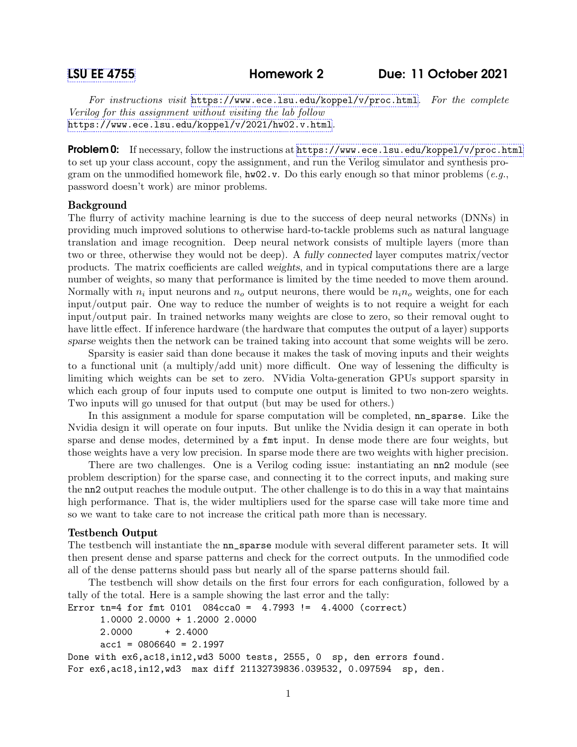# LSU EE 4755 Homework 2 Due: 11 October 2021

*For instructions visit* https://www.ece.lsu.edu/koppel/v/proc.html*. For the complete Verilog for this assignment without visiting the lab follow* https://www.ece.lsu.edu/koppel/v/2021/hw02.v.html*.*

**Problem 0:** If necessary, follow the instructions at https://www.ece.lsu.edu/koppel/v/proc.html to set up your class account, copy the assignment, and run the Verilog simulator and synthesis program on the unmodified homework file, `hw02.v`. Do this early enough so that minor problems (*e.g.*, password doesn't work) are minor problems.

## Background

The flurry of activity machine learning is due to the success of deep neural networks (DNNs) in providing much improved solutions to otherwise hard-to-tackle problems such as natural language translation and image recognition. Deep neural network consists of multiple layers (more than two or three, otherwise they would not be deep). A *fully connected* layer computes matrix/vector products. The matrix coefficients are called *weights*, and in typical computations there are a large number of weights, so many that performance is limited by the time needed to move them around. Normally with $n_i$ input neurons and $n_o$ output neurons, there would be $n_i n_o$ weights, one for each input/output pair. One way to reduce the number of weights is to not require a weight for each input/output pair. In trained networks many weights are close to zero, so their removal ought to have little effect. If inference hardware (the hardware that computes the output of a layer) supports *sparse* weights then the network can be trained taking into account that some weights will be zero.

Sparsity is easier said than done because it makes the task of moving inputs and their weights to a functional unit (a multiply/add unit) more difficult. One way of lessening the difficulty is limiting which weights can be set to zero. NVidia Volta-generation GPUs support sparsity in which each group of four inputs used to compute one output is limited to two non-zero weights. Two inputs will go unused for that output (but may be used for others.)

In this assignment a module for sparse computation will be completed, `nn_sparse`. Like the Nvidia design it will operate on four inputs. But unlike the Nvidia design it can operate in both sparse and dense modes, determined by a `fmt` input. In dense mode there are four weights, but those weights have a very low precision. In sparse mode there are two weights with higher precision.

There are two challenges. One is a Verilog coding issue: instantiating an `nn2` module (see problem description) for the sparse case, and connecting it to the correct inputs, and making sure the `nn2` output reaches the module output. The other challenge is to do this in a way that maintains high performance. That is, the wider multipliers used for the sparse case will take more time and so we want to take care to not increase the critical path more than is necessary.

## Testbench Output

The testbench will instantiate the `nn_sparse` module with several different parameter sets. It will then present dense and sparse patterns and check for the correct outputs. In the unmodified code all of the dense patterns should pass but nearly all of the sparse patterns should fail.

The testbench will show details on the first four errors for each configuration, followed by a tally of the total. Here is a sample showing the last error and the tally:

```
Error tn=4 for fmt 0101  084cca0 =  4.7993 !=  4.4000 (correct)
      1.0000 2.0000 + 1.2000 2.0000
      2.0000      + 2.4000
      acc1 = 0806640 = 2.1997
Done with ex6,ac18,in12,wd3 5000 tests, 2555, 0  sp, den errors found.
For ex6,ac18,in12,wd3  max diff 21132739836.039532, 0.097594  sp, den.
```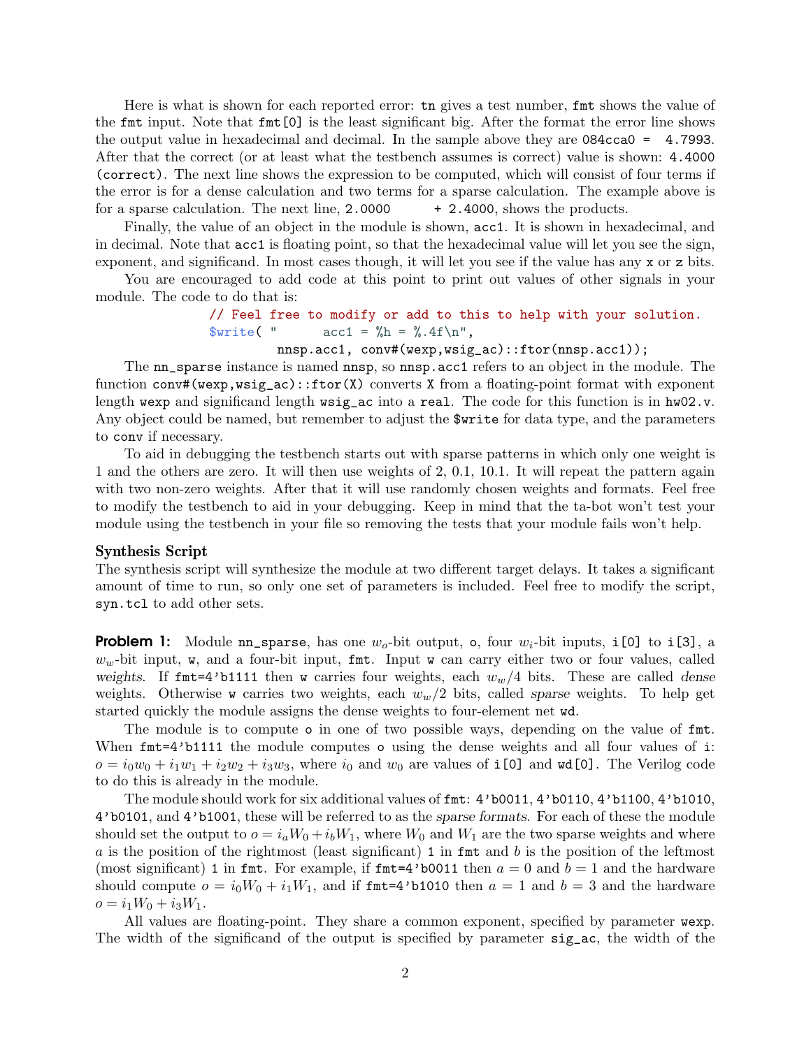Here is what is shown for each reported error: `tn` gives a test number, `fmt` shows the value of the `fmt` input. Note that `fmt[0]` is the least significant big. After the format the error line shows the output value in hexadecimal and decimal. In the sample above they are `084cca0 =  4.7993`. After that the correct (or at least what the testbench assumes is correct) value is shown: `4.4000 (correct)`. The next line shows the expression to be computed, which will consist of four terms if the error is for a dense calculation and two terms for a sparse calculation. The example above is for a sparse calculation. The next line, `2.0000      + 2.4000`, shows the products.

Finally, the value of an object in the module is shown, `acc1`. It is shown in hexadecimal, and in decimal. Note that `acc1` is floating point, so that the hexadecimal value will let you see the sign, exponent, and significand. In most cases though, it will let you see if the value has any `x` or `z` bits.

You are encouraged to add code at this point to print out values of other signals in your module. The code to do that is:

```
// Feel free to modify or add to this to help with your solution.
$write( "      acc1 = %h = %.4f\n",
        nnsp.acc1, conv#(wexp,wsig_ac)::ftor(nnsp.acc1));
```

The `nn_sparse` instance is named `nnsp`, so `nnsp.acc1` refers to an object in the module. The function `conv#(wexp,wsig_ac)::ftor(X)` converts `X` from a floating-point format with exponent length `wexp` and significand length `wsig_ac` into a `real`. The code for this function is in `hw02.v`. Any object could be named, but remember to adjust the `$write` for data type, and the parameters to `conv` if necessary.

To aid in debugging the testbench starts out with sparse patterns in which only one weight is 1 and the others are zero. It will then use weights of 2, 0.1, 10.1. It will repeat the pattern again with two non-zero weights. After that it will use randomly chosen weights and formats. Feel free to modify the testbench to aid in your debugging. Keep in mind that the ta-bot won't test your module using the testbench in your file so removing the tests that your module fails won't help.

### Synthesis Script

The synthesis script will synthesize the module at two different target delays. It takes a significant amount of time to run, so only one set of parameters is included. Feel free to modify the script, `syn.tcl` to add other sets.

**Problem 1:** Module `nn_sparse`, has one $w_o$-bit output, `o`, four $w_i$-bit inputs, `i[0]` to `i[3]`, a $w_w$-bit input, `w`, and a four-bit input, `fmt`. Input `w` can carry either two or four values, called *weights*. If `fmt=4'b1111` then `w` carries four weights, each $w_w/4$ bits. These are called *dense* weights. Otherwise `w` carries two weights, each $w_w/2$ bits, called *sparse* weights. To help get started quickly the module assigns the dense weights to four-element net `wd`.

The module is to compute `o` in one of two possible ways, depending on the value of `fmt`. When `fmt=4'b1111` the module computes `o` using the dense weights and all four values of `i`: $o = i_0w_0 + i_1w_1 + i_2w_2 + i_3w_3$, where $i_0$ and $w_0$ are values of `i[0]` and `wd[0]`. The Verilog code to do this is already in the module.

The module should work for six additional values of `fmt`: `4'b0011`, `4'b0110`, `4'b1100`, `4'b1010`, `4'b0101`, and `4'b1001`, these will be referred to as the *sparse formats*. For each of these the module should set the output to $o = i_aW_0 + i_bW_1$, where $W_0$ and $W_1$ are the two sparse weights and where $a$ is the position of the rightmost (least significant) `1` in `fmt` and $b$ is the position of the leftmost (most significant) `1` in `fmt`. For example, if `fmt=4'b0011` then $a = 0$ and $b = 1$ and the hardware should compute $o = i_0W_0 + i_1W_1$, and if `fmt=4'b1010` then $a = 1$ and $b = 3$ and the hardware $o = i_1W_0 + i_3W_1$.

All values are floating-point. They share a common exponent, specified by parameter `wexp`. The width of the significand of the output is specified by parameter `sig_ac`, the width of the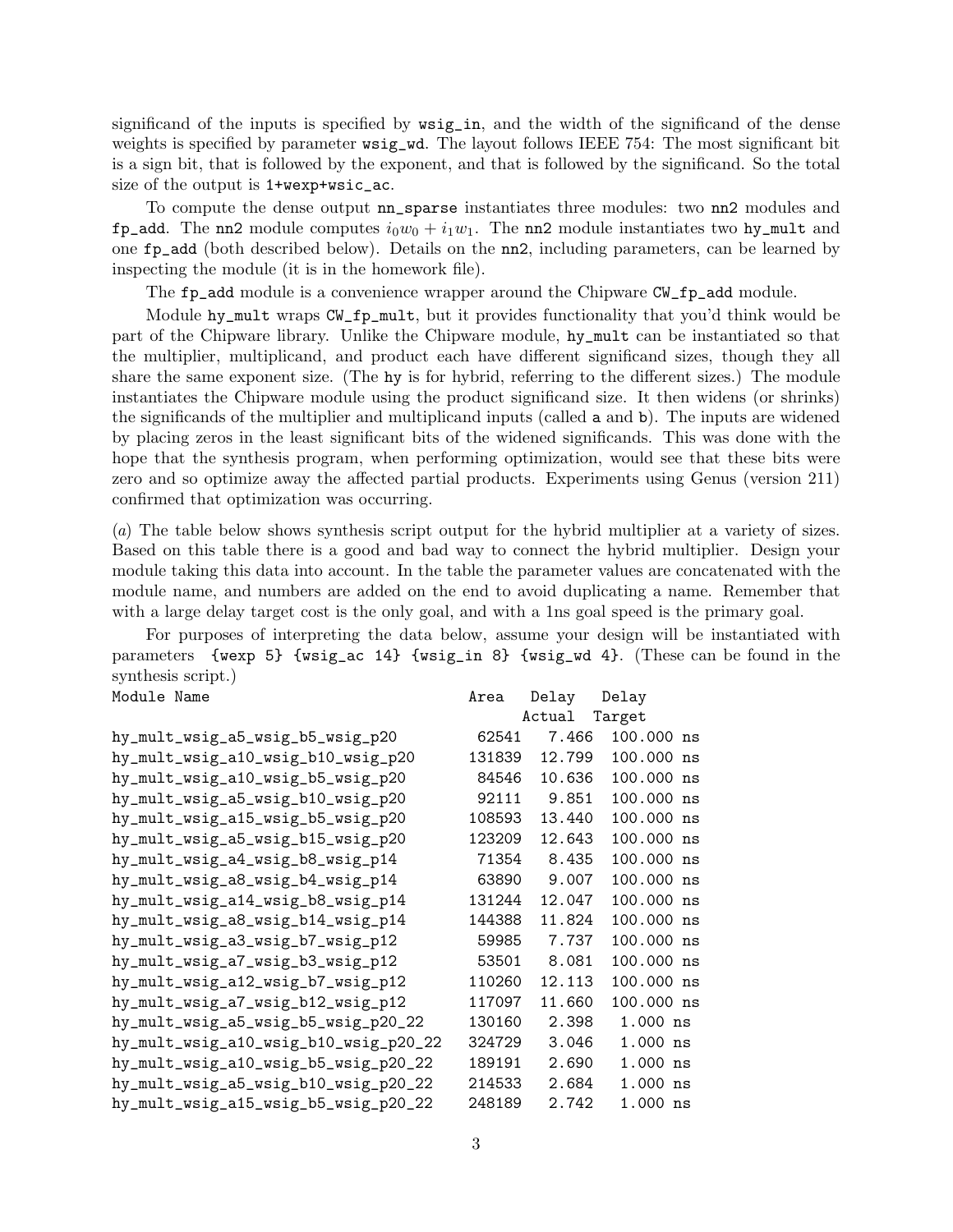significand of the inputs is specified by `wsig_in`, and the width of the significand of the dense weights is specified by parameter `wsig_wd`. The layout follows IEEE 754: The most significant bit is a sign bit, that is followed by the exponent, and that is followed by the significand. So the total size of the output is `1+wexp+wsic_ac`.

To compute the dense output `nn_sparse` instantiates three modules: two `nn2` modules and `fp_add`. The `nn2` module computes $i_0w_0 + i_1w_1$. The `nn2` module instantiates two `hy_mult` and one `fp_add` (both described below). Details on the `nn2`, including parameters, can be learned by inspecting the module (it is in the homework file).

The `fp_add` module is a convenience wrapper around the Chipware `CW_fp_add` module.

Module `hy_mult` wraps `CW_fp_mult`, but it provides functionality that you'd think would be part of the Chipware library. Unlike the Chipware module, `hy_mult` can be instantiated so that the multiplier, multiplicand, and product each have different significand sizes, though they all share the same exponent size. (The `hy` is for hybrid, referring to the different sizes.) The module instantiates the Chipware module using the product significand size. It then widens (or shrinks) the significands of the multiplier and multiplicand inputs (called `a` and `b`). The inputs are widened by placing zeros in the least significant bits of the widened significands. This was done with the hope that the synthesis program, when performing optimization, would see that these bits were zero and so optimize away the affected partial products. Experiments using Genus (version 211) confirmed that optimization was occurring.

(*a*) The table below shows synthesis script output for the hybrid multiplier at a variety of sizes. Based on this table there is a good and bad way to connect the hybrid multiplier. Design your module taking this data into account. In the table the parameter values are concatenated with the module name, and numbers are added on the end to avoid duplicating a name. Remember that with a large delay target cost is the only goal, and with a 1ns goal speed is the primary goal.

For purposes of interpreting the data below, assume your design will be instantiated with parameters `{wexp 5} {wsig_ac 14} {wsig_in 8} {wsig_wd 4}`. (These can be found in the synthesis script.)

| Module Name | Area | Delay Actual | Delay Target |
|---|---|---|---|
| hy_mult_wsig_a5_wsig_b5_wsig_p20 | 62541 | 7.466 | 100.000 ns |
| hy_mult_wsig_a10_wsig_b10_wsig_p20 | 131839 | 12.799 | 100.000 ns |
| hy_mult_wsig_a10_wsig_b5_wsig_p20 | 84546 | 10.636 | 100.000 ns |
| hy_mult_wsig_a5_wsig_b10_wsig_p20 | 92111 | 9.851 | 100.000 ns |
| hy_mult_wsig_a15_wsig_b5_wsig_p20 | 108593 | 13.440 | 100.000 ns |
| hy_mult_wsig_a5_wsig_b15_wsig_p20 | 123209 | 12.643 | 100.000 ns |
| hy_mult_wsig_a4_wsig_b8_wsig_p14 | 71354 | 8.435 | 100.000 ns |
| hy_mult_wsig_a8_wsig_b4_wsig_p14 | 63890 | 9.007 | 100.000 ns |
| hy_mult_wsig_a14_wsig_b8_wsig_p14 | 131244 | 12.047 | 100.000 ns |
| hy_mult_wsig_a8_wsig_b14_wsig_p14 | 144388 | 11.824 | 100.000 ns |
| hy_mult_wsig_a3_wsig_b7_wsig_p12 | 59985 | 7.737 | 100.000 ns |
| hy_mult_wsig_a7_wsig_b3_wsig_p12 | 53501 | 8.081 | 100.000 ns |
| hy_mult_wsig_a12_wsig_b7_wsig_p12 | 110260 | 12.113 | 100.000 ns |
| hy_mult_wsig_a7_wsig_b12_wsig_p12 | 117097 | 11.660 | 100.000 ns |
| hy_mult_wsig_a5_wsig_b5_wsig_p20_22 | 130160 | 2.398 | 1.000 ns |
| hy_mult_wsig_a10_wsig_b10_wsig_p20_22 | 324729 | 3.046 | 1.000 ns |
| hy_mult_wsig_a10_wsig_b5_wsig_p20_22 | 189191 | 2.690 | 1.000 ns |
| hy_mult_wsig_a5_wsig_b10_wsig_p20_22 | 214533 | 2.684 | 1.000 ns |
| hy_mult_wsig_a15_wsig_b5_wsig_p20_22 | 248189 | 2.742 | 1.000 ns |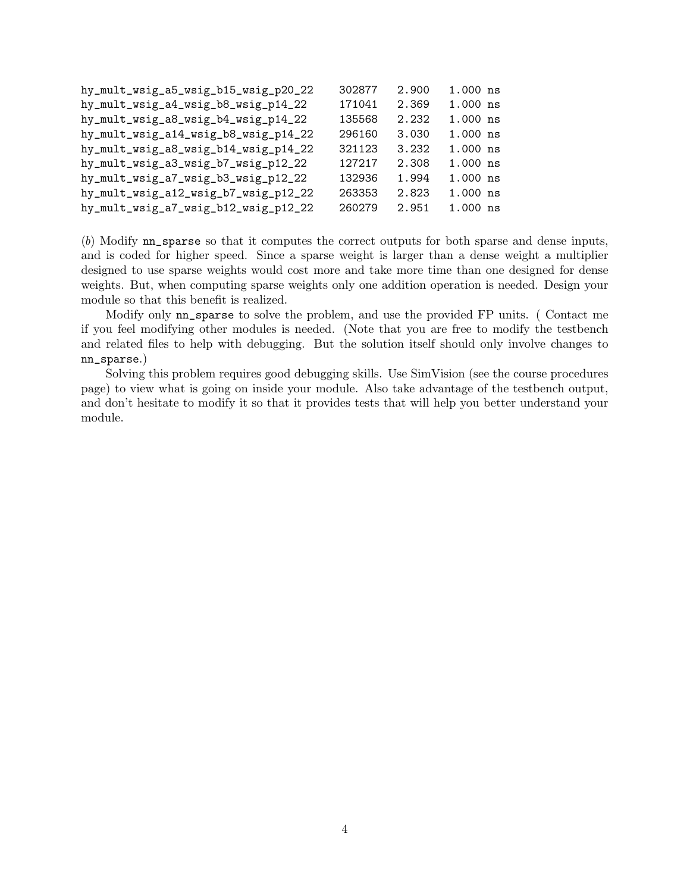```
hy_mult_wsig_a5_wsig_b15_wsig_p20_22    302877   2.900   1.000 ns
hy_mult_wsig_a4_wsig_b8_wsig_p14_22     171041   2.369   1.000 ns
hy_mult_wsig_a8_wsig_b4_wsig_p14_22     135568   2.232   1.000 ns
hy_mult_wsig_a14_wsig_b8_wsig_p14_22    296160   3.030   1.000 ns
hy_mult_wsig_a8_wsig_b14_wsig_p14_22    321123   3.232   1.000 ns
hy_mult_wsig_a3_wsig_b7_wsig_p12_22     127217   2.308   1.000 ns
hy_mult_wsig_a7_wsig_b3_wsig_p12_22     132936   1.994   1.000 ns
hy_mult_wsig_a12_wsig_b7_wsig_p12_22    263353   2.823   1.000 ns
hy_mult_wsig_a7_wsig_b12_wsig_p12_22    260279   2.951   1.000 ns
```

(*b*) Modify `nn_sparse` so that it computes the correct outputs for both sparse and dense inputs, and is coded for higher speed. Since a sparse weight is larger than a dense weight a multiplier designed to use sparse weights would cost more and take more time than one designed for dense weights. But, when computing sparse weights only one addition operation is needed. Design your module so that this benefit is realized.

Modify only `nn_sparse` to solve the problem, and use the provided FP units. ( Contact me if you feel modifying other modules is needed. (Note that you are free to modify the testbench and related files to help with debugging. But the solution itself should only involve changes to `nn_sparse`.)

Solving this problem requires good debugging skills. Use SimVision (see the course procedures page) to view what is going on inside your module. Also take advantage of the testbench output, and don't hesitate to modify it so that it provides tests that will help you better understand your module.